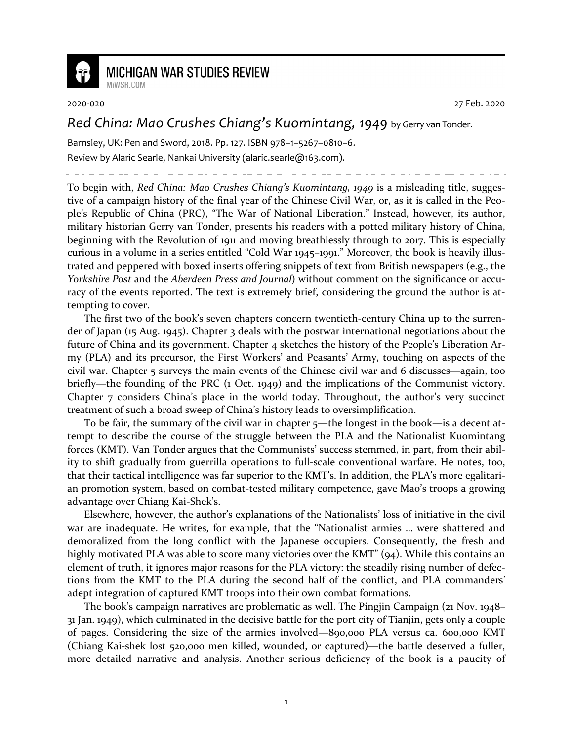# MICHIGAN WAR STUDIES REVIEW

MiWSR.COM

2020-020 27 Feb. 2020

## *Red China: Mao Crushes Chiang's Kuomintang, 1949* by Gerry van Tonder.

Barnsley, UK: Pen and Sword, 2018. Pp. 127. ISBN 978–1–5267–0810–6.

Review by Alaric Searle, Nankai University (alaric.searle@163.com).

---

To begin with, *Red China: Mao Crushes Chiang's Kuomintang, 1949* is a misleading title, suggestive of a campaign history of the final year of the Chinese Civil War, or, as it is called in the People's Republic of China (PRC), "The War of National Liberation." Instead, however, its author, military historian Gerry van Tonder, presents his readers with a potted military history of China, beginning with the Revolution of 1911 and moving breathlessly through to 2017. This is especially curious in a volume in a series entitled "Cold War 1945–1991." Moreover, the book is heavily illustrated and peppered with boxed inserts offering snippets of text from British newspapers (e.g., the *Yorkshire Post* and the *Aberdeen Press and Journal*) without comment on the significance or accuracy of the events reported. The text is extremely brief, considering the ground the author is attempting to cover.

The first two of the book's seven chapters concern twentieth-century China up to the surrender of Japan (15 Aug. 1945). Chapter 3 deals with the postwar international negotiations about the future of China and its government. Chapter 4 sketches the history of the People's Liberation Army (PLA) and its precursor, the First Workers' and Peasants' Army, touching on aspects of the civil war. Chapter 5 surveys the main events of the Chinese civil war and 6 discusses—again, too briefly—the founding of the PRC (1 Oct. 1949) and the implications of the Communist victory. Chapter 7 considers China's place in the world today. Throughout, the author's very succinct treatment of such a broad sweep of China's history leads to oversimplification.

To be fair, the summary of the civil war in chapter 5—the longest in the book—is a decent attempt to describe the course of the struggle between the PLA and the Nationalist Kuomintang forces (KMT). Van Tonder argues that the Communists' success stemmed, in part, from their ability to shift gradually from guerrilla operations to full-scale conventional warfare. He notes, too, that their tactical intelligence was far superior to the KMT's. In addition, the PLA's more egalitarian promotion system, based on combat-tested military competence, gave Mao's troops a growing advantage over Chiang Kai-Shek's.

Elsewhere, however, the author's explanations of the Nationalists' loss of initiative in the civil war are inadequate. He writes, for example, that the "Nationalist armies ... were shattered and demoralized from the long conflict with the Japanese occupiers. Consequently, the fresh and highly motivated PLA was able to score many victories over the KMT" (94). While this contains an element of truth, it ignores major reasons for the PLA victory: the steadily rising number of defections from the KMT to the PLA during the second half of the conflict, and PLA commanders' adept integration of captured KMT troops into their own combat formations.

The book's campaign narratives are problematic as well. The Pingjin Campaign (21 Nov. 1948–31 Jan. 1949), which culminated in the decisive battle for the port city of Tianjin, gets only a couple of pages. Considering the size of the armies involved—890,000 PLA versus ca. 600,000 KMT (Chiang Kai-shek lost 520,000 men killed, wounded, or captured)—the battle deserved a fuller, more detailed narrative and analysis. Another serious deficiency of the book is a paucity of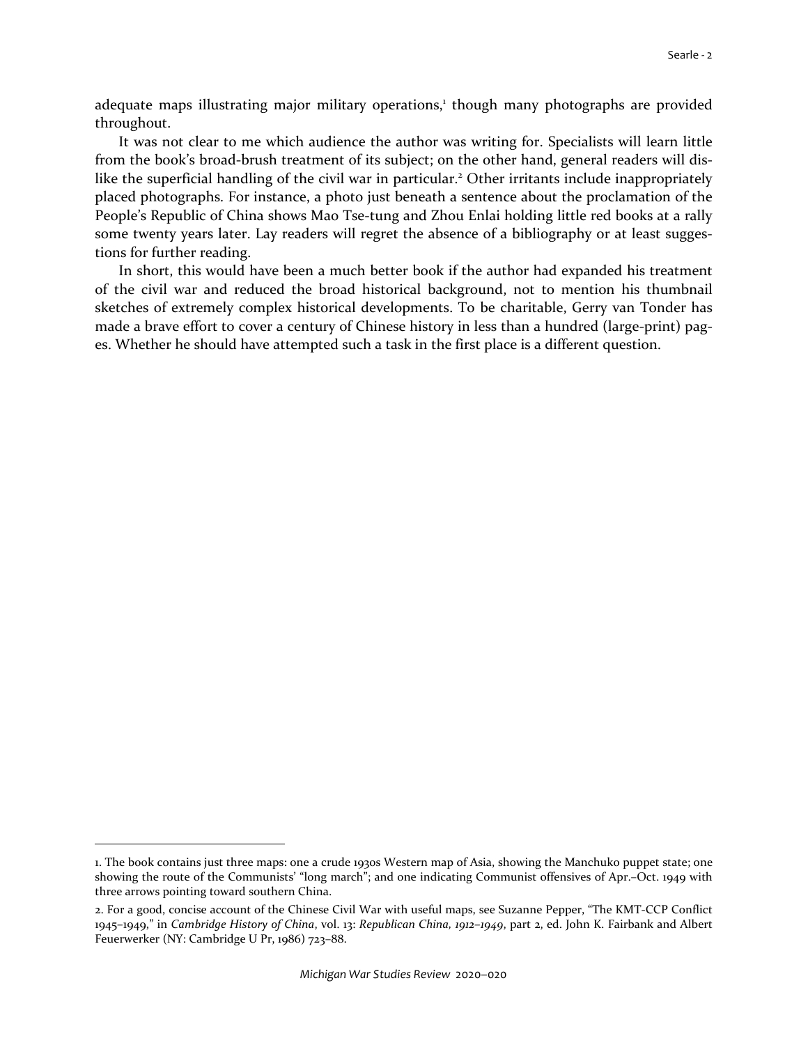adequate maps illustrating major military operations,[1] though many photographs are provided throughout.

It was not clear to me which audience the author was writing for. Specialists will learn little from the book's broad-brush treatment of its subject; on the other hand, general readers will dislike the superficial handling of the civil war in particular.[2] Other irritants include inappropriately placed photographs. For instance, a photo just beneath a sentence about the proclamation of the People's Republic of China shows Mao Tse-tung and Zhou Enlai holding little red books at a rally some twenty years later. Lay readers will regret the absence of a bibliography or at least suggestions for further reading.

In short, this would have been a much better book if the author had expanded his treatment of the civil war and reduced the broad historical background, not to mention his thumbnail sketches of extremely complex historical developments. To be charitable, Gerry van Tonder has made a brave effort to cover a century of Chinese history in less than a hundred (large-print) pages. Whether he should have attempted such a task in the first place is a different question.

---

1. The book contains just three maps: one a crude 1930s Western map of Asia, showing the Manchuko puppet state; one showing the route of the Communists' "long march"; and one indicating Communist offensives of Apr.–Oct. 1949 with three arrows pointing toward southern China.

2. For a good, concise account of the Chinese Civil War with useful maps, see Suzanne Pepper, "The KMT-CCP Conflict 1945–1949," in *Cambridge History of China*, vol. 13: *Republican China, 1912–1949*, part 2, ed. John K. Fairbank and Albert Feuerwerker (NY: Cambridge U Pr, 1986) 723–88.